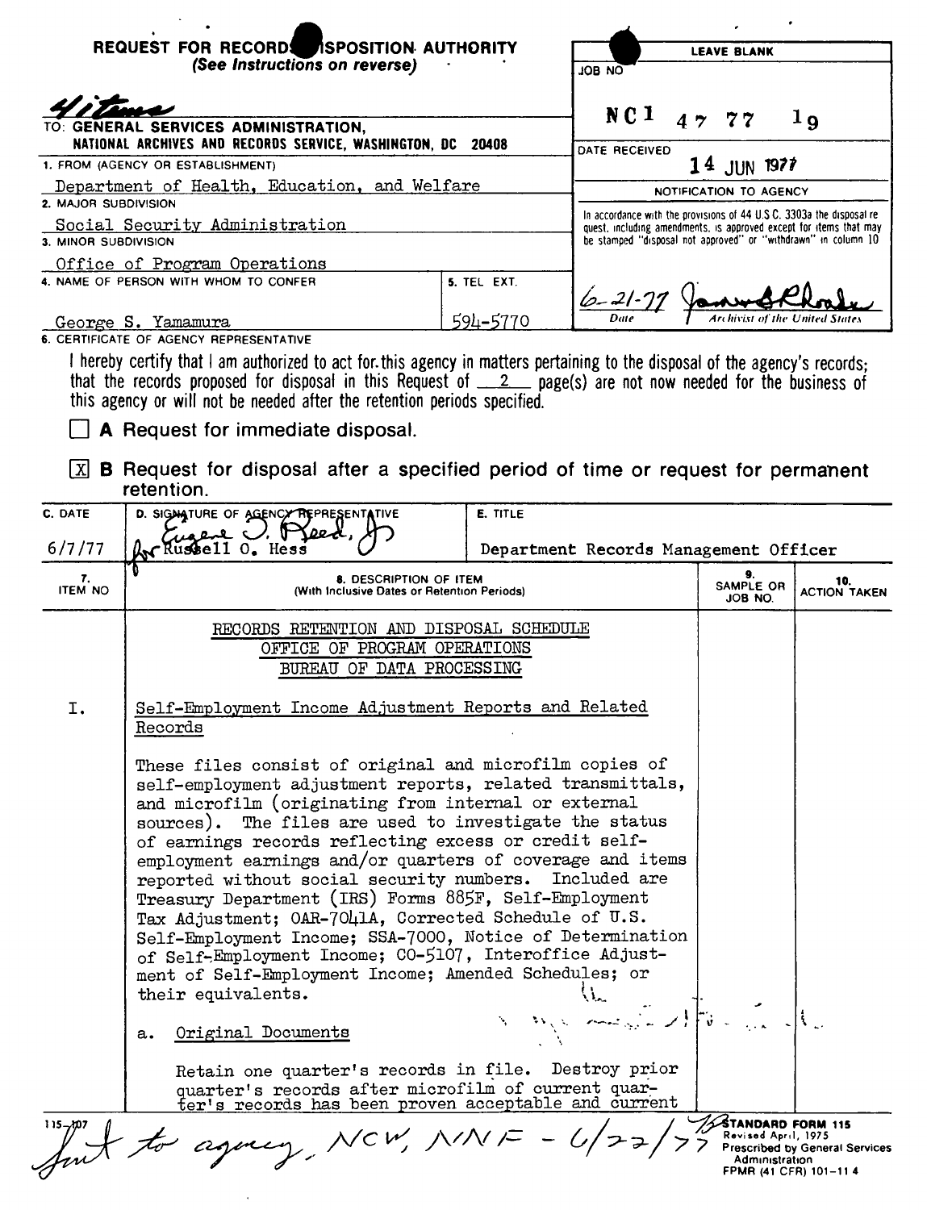**REQUEST FOR RECORDS DISPOSITION AUTHORITY**
*(See Instructions on reverse)*

4 items

TO: **GENERAL SERVICES ADMINISTRATION, NATIONAL ARCHIVES AND RECORDS SERVICE, WASHINGTON, DC 20408**

| LEAVE BLANK | |
|---|---|
| JOB NO | NC1 47 77 19 |
| DATE RECEIVED | 14 JUN 1977 |

NOTIFICATION TO AGENCY

In accordance with the provisions of 44 U.S.C. 3303a the disposal request, including amendments, is approved except for items that may be stamped "disposal not approved" or "withdrawn" in column 10

6-21-77 — Date — Archivist of the United States

1. FROM (AGENCY OR ESTABLISHMENT): Department of Health, Education, and Welfare
2. MAJOR SUBDIVISION: Social Security Administration
3. MINOR SUBDIVISION: Office of Program Operations
4. NAME OF PERSON WITH WHOM TO CONFER: George S. Yamamura
5. TEL EXT.: 594-5770
6. CERTIFICATE OF AGENCY REPRESENTATIVE

I hereby certify that I am authorized to act for this agency in matters pertaining to the disposal of the agency's records; that the records proposed for disposal in this Request of 2 page(s) are not now needed for the business of this agency or will not be needed after the retention periods specified.

☐ **A** Request for immediate disposal.

☒ **B** Request for disposal after a specified period of time or request for permanent retention.

| C. DATE | D. SIGNATURE OF AGENCY REPRESENTATIVE | E. TITLE |
|---|---|---|
| 6/7/77 | Eugene J. Reed, Jr. for Russell O. Hess | Department Records Management Officer |

| 7. ITEM NO | 8. DESCRIPTION OF ITEM (With Inclusive Dates or Retention Periods) | 9. SAMPLE OR JOB NO. | 10. ACTION TAKEN |
|---|---|---|---|

RECORDS RETENTION AND DISPOSAL SCHEDULE
OFFICE OF PROGRAM OPERATIONS
BUREAU OF DATA PROCESSING

I. Self-Employment Income Adjustment Reports and Related Records

These files consist of original and microfilm copies of self-employment adjustment reports, related transmittals, and microfilm (originating from internal or external sources). The files are used to investigate the status of earnings records reflecting excess or credit self-employment earnings and/or quarters of coverage and items reported without social security numbers. Included are Treasury Department (IRS) Forms 885F, Self-Employment Tax Adjustment; OAR-7041A, Corrected Schedule of U.S. Self-Employment Income; SSA-7000, Notice of Determination of Self-Employment Income; CO-5107, Interoffice Adjustment of Self-Employment Income; Amended Schedules; or their equivalents.

a. Original Documents

Retain one quarter's records in file. Destroy prior quarter's records after microfilm of current quarter's records has been proven acceptable and current

Sent to agency, NCW, NNF - 6/22/77

STANDARD FORM 115
Revised April, 1975
Prescribed by General Services Administration
FPMR (41 CFR) 101-11.4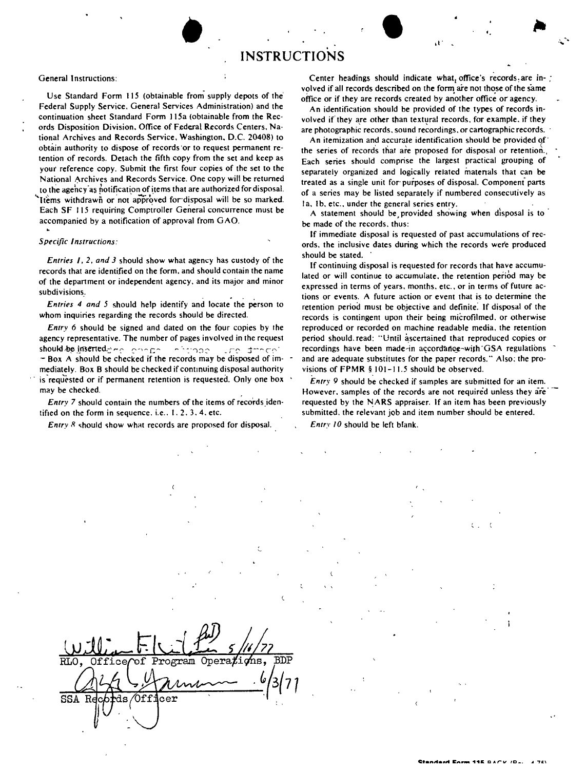# INSTRUCTIONS

General Instructions:

Use Standard Form 115 (obtainable from supply depots of the Federal Supply Service, General Services Administration) and the continuation sheet Standard Form 115a (obtainable from the Records Disposition Division, Office of Federal Records Centers, National Archives and Records Service, Washington, D.C. 20408) to obtain authority to dispose of records or to request permanent retention of records. Detach the fifth copy from the set and keep as your reference copy. Submit the first four copies of the set to the National Archives and Records Service. One copy will be returned to the agency as notification of items that are authorized for disposal. Items withdrawn or not approved for disposal will be so marked. Each SF 115 requiring Comptroller General concurrence must be accompanied by a notification of approval from GAO.

*Specific Instructions:*

*Entries 1, 2, and 3* should show what agency has custody of the records that are identified on the form, and should contain the name of the department or independent agency, and its major and minor subdivisions.

*Entries 4 and 5* should help identify and locate the person to whom inquiries regarding the records should be directed.

*Entry 6* should be signed and dated on the four copies by the agency representative. The number of pages involved in the request should be inserted. Box A should be checked if the records may be disposed of immediately. Box B should be checked if continuing disposal authority is requested or if permanent retention is requested. Only one box may be checked.

*Entry 7* should contain the numbers of the items of records identified on the form in sequence, i.e., 1, 2, 3, 4, etc.

*Entry 8* should show what records are proposed for disposal.

Center headings should indicate what office's records are involved if all records described on the form are not those of the same office or if they are records created by another office or agency.

An identification should be provided of the types of records involved if they are other than textural records, for example, if they are photographic records, sound recordings, or cartographic records.

An itemization and accurate identification should be provided of the series of records that are proposed for disposal or retention. Each series should comprise the largest practical grouping of separately organized and logically related materials that can be treated as a single unit for purposes of disposal. Component parts of a series may be listed separately if numbered consecutively as 1a, 1b, etc., under the general series entry.

A statement should be provided showing when disposal is to be made of the records, thus:

If immediate disposal is requested of past accumulations of records, the inclusive dates during which the records were produced should be stated.

If continuing disposal is requested for records that have accumulated or will continue to accumulate, the retention period may be expressed in terms of years, months, etc., or in terms of future actions or events. A future action or event that is to determine the retention period must be objective and definite. If disposal of the records is contingent upon their being microfilmed, or otherwise reproduced or recorded on machine readable media, the retention period should read: "Until ascertained that reproduced copies or recordings have been made in accordance with GSA regulations and are adequate substitutes for the paper records." Also, the provisions of FPMR § 101-11.5 should be observed.

*Entry 9* should be checked if samples are submitted for an item. However, samples of the records are not required unless they are requested by the NARS appraiser. If an item has been previously submitted, the relevant job and item number should be entered.

*Entry 10* should be left blank.

5/16/77
RLO, Office of Program Operations, BDP

6/3/77
SSA Records Officer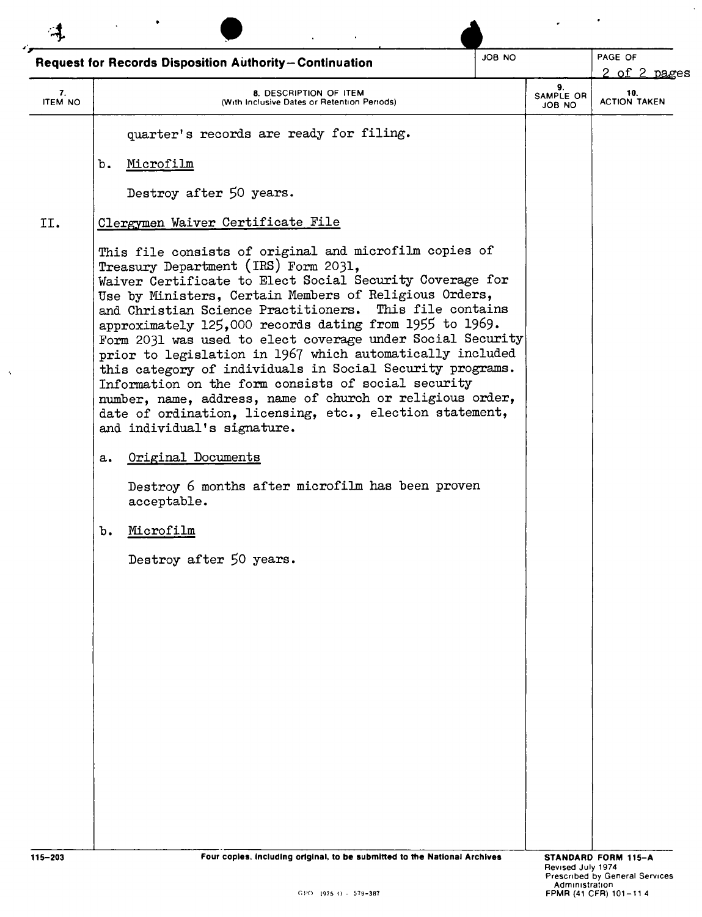## Request for Records Disposition Authority—Continuation

| 7. ITEM NO | 8. DESCRIPTION OF ITEM (With Inclusive Dates or Retention Periods) | 9. SAMPLE OR JOB NO | 10. ACTION TAKEN |
|---|---|---|---|
| | quarter's records are ready for filing. | | |
| | b. Microfilm | | |
| | Destroy after 50 years. | | |
| II. | Clergymen Waiver Certificate File | | |
| | This file consists of original and microfilm copies of Treasury Department (IRS) Form 2031, Waiver Certificate to Elect Social Security Coverage for Use by Ministers, Certain Members of Religious Orders, and Christian Science Practitioners. This file contains approximately 125,000 records dating from 1955 to 1969. Form 2031 was used to elect coverage under Social Security prior to legislation in 1967 which automatically included this category of individuals in Social Security programs. Information on the form consists of social security number, name, address, name of church or religious order, date of ordination, licensing, etc., election statement, and individual's signature. | | |
| | a. Original Documents | | |
| | Destroy 6 months after microfilm has been proven acceptable. | | |
| | b. Microfilm | | |
| | Destroy after 50 years. | | |

115-203

Four copies, including original, to be submitted to the National Archives

STANDARD FORM 115-A
Revised July 1974
Prescribed by General Services Administration
FPMR (41 CFR) 101-11.4

GPO 1975 O - 579-387